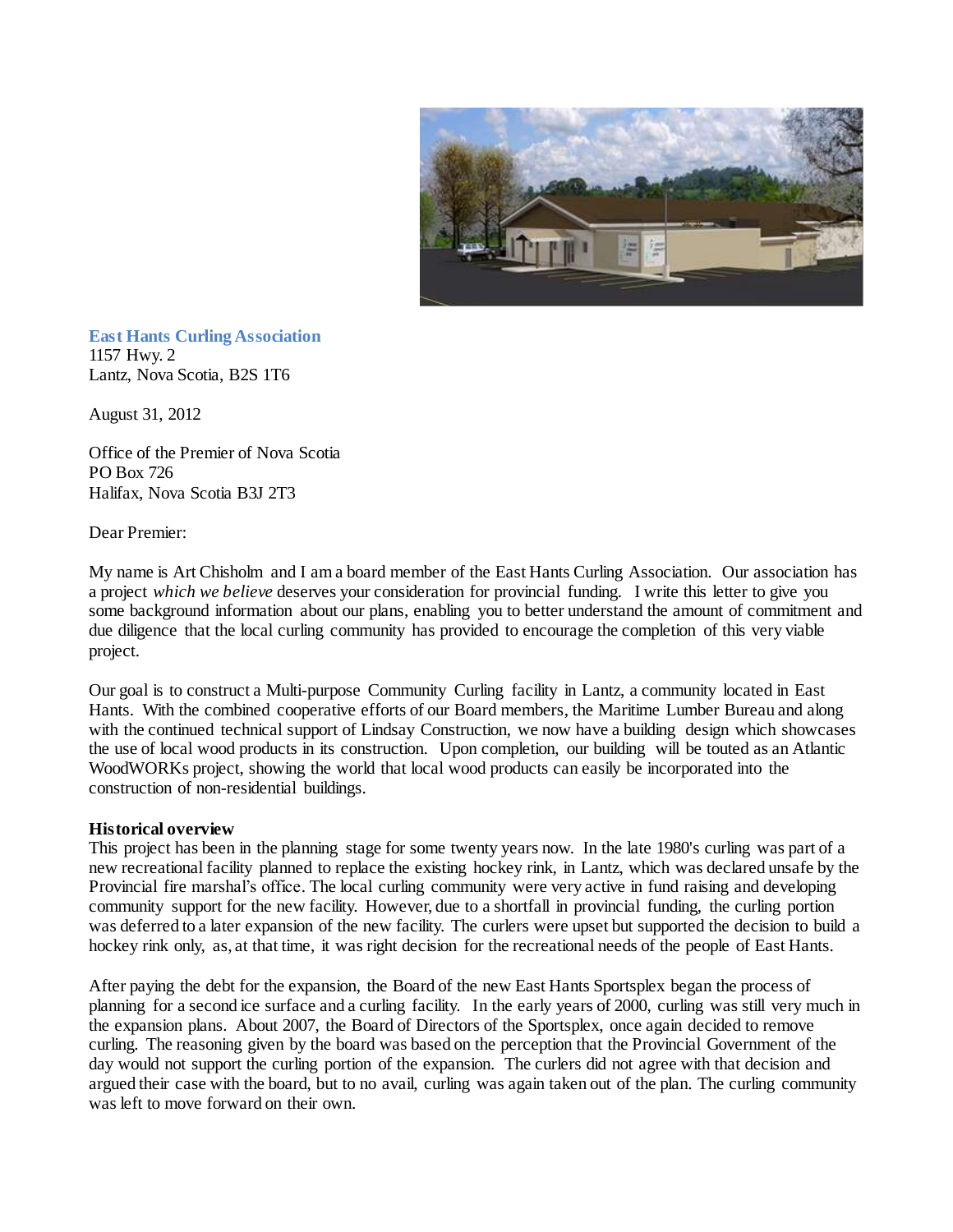**East Hants Curling Association**
1157 Hwy. 2
Lantz, Nova Scotia, B2S 1T6

August 31, 2012

Office of the Premier of Nova Scotia
PO Box 726
Halifax, Nova Scotia B3J 2T3

Dear Premier:

My name is Art Chisholm and I am a board member of the East Hants Curling Association. Our association has a project *which we believe* deserves your consideration for provincial funding. I write this letter to give you some background information about our plans, enabling you to better understand the amount of commitment and due diligence that the local curling community has provided to encourage the completion of this very viable project.

Our goal is to construct a Multi-purpose Community Curling facility in Lantz, a community located in East Hants. With the combined cooperative efforts of our Board members, the Maritime Lumber Bureau and along with the continued technical support of Lindsay Construction, we now have a building design which showcases the use of local wood products in its construction. Upon completion, our building will be touted as an Atlantic WoodWORKs project, showing the world that local wood products can easily be incorporated into the construction of non-residential buildings.

**Historical overview**

This project has been in the planning stage for some twenty years now. In the late 1980's curling was part of a new recreational facility planned to replace the existing hockey rink, in Lantz, which was declared unsafe by the Provincial fire marshal's office. The local curling community were very active in fund raising and developing community support for the new facility. However, due to a shortfall in provincial funding, the curling portion was deferred to a later expansion of the new facility. The curlers were upset but supported the decision to build a hockey rink only, as, at that time, it was right decision for the recreational needs of the people of East Hants.

After paying the debt for the expansion, the Board of the new East Hants Sportsplex began the process of planning for a second ice surface and a curling facility. In the early years of 2000, curling was still very much in the expansion plans. About 2007, the Board of Directors of the Sportsplex, once again decided to remove curling. The reasoning given by the board was based on the perception that the Provincial Government of the day would not support the curling portion of the expansion. The curlers did not agree with that decision and argued their case with the board, but to no avail, curling was again taken out of the plan. The curling community was left to move forward on their own.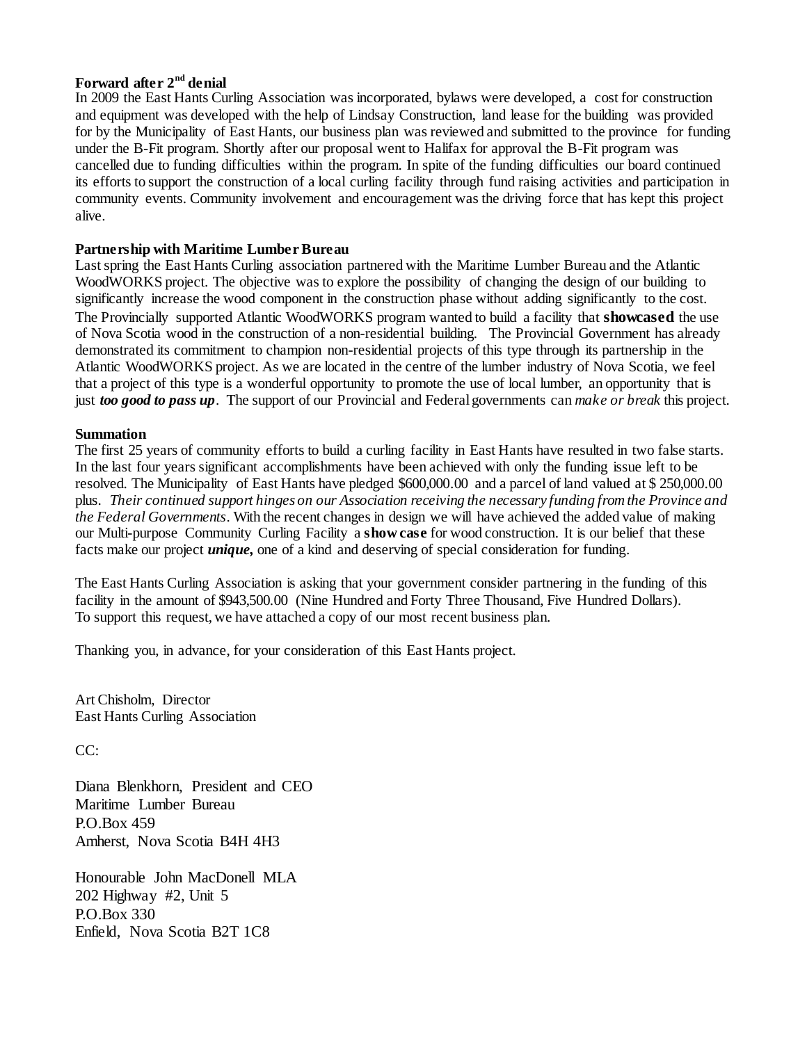**Forward after 2nd denial**

In 2009 the East Hants Curling Association was incorporated, bylaws were developed, a cost for construction and equipment was developed with the help of Lindsay Construction, land lease for the building was provided for by the Municipality of East Hants, our business plan was reviewed and submitted to the province for funding under the B-Fit program. Shortly after our proposal went to Halifax for approval the B-Fit program was cancelled due to funding difficulties within the program. In spite of the funding difficulties our board continued its efforts to support the construction of a local curling facility through fund raising activities and participation in community events. Community involvement and encouragement was the driving force that has kept this project alive.

**Partnership with Maritime Lumber Bureau**

Last spring the East Hants Curling association partnered with the Maritime Lumber Bureau and the Atlantic WoodWORKS project. The objective was to explore the possibility of changing the design of our building to significantly increase the wood component in the construction phase without adding significantly to the cost. The Provincially supported Atlantic WoodWORKS program wanted to build a facility that **showcased** the use of Nova Scotia wood in the construction of a non-residential building. The Provincial Government has already demonstrated its commitment to champion non-residential projects of this type through its partnership in the Atlantic WoodWORKS project. As we are located in the centre of the lumber industry of Nova Scotia, we feel that a project of this type is a wonderful opportunity to promote the use of local lumber, an opportunity that is just ***too good to pass up***. The support of our Provincial and Federal governments can *make or break* this project.

**Summation**

The first 25 years of community efforts to build a curling facility in East Hants have resulted in two false starts. In the last four years significant accomplishments have been achieved with only the funding issue left to be resolved. The Municipality of East Hants have pledged $600,000.00 and a parcel of land valued at $ 250,000.00 plus. *Their continued support hinges on our Association receiving the necessary funding from the Province and the Federal Governments*. With the recent changes in design we will have achieved the added value of making our Multi-purpose Community Curling Facility a **show case** for wood construction. It is our belief that these facts make our project ***unique,*** one of a kind and deserving of special consideration for funding.

The East Hants Curling Association is asking that your government consider partnering in the funding of this facility in the amount of $943,500.00 (Nine Hundred and Forty Three Thousand, Five Hundred Dollars). To support this request, we have attached a copy of our most recent business plan.

Thanking you, in advance, for your consideration of this East Hants project.

Art Chisholm, Director
East Hants Curling Association

CC:

Diana Blenkhorn, President and CEO
Maritime Lumber Bureau
P.O.Box 459
Amherst, Nova Scotia B4H 4H3

Honourable John MacDonell MLA
202 Highway #2, Unit 5
P.O.Box 330
Enfield, Nova Scotia B2T 1C8